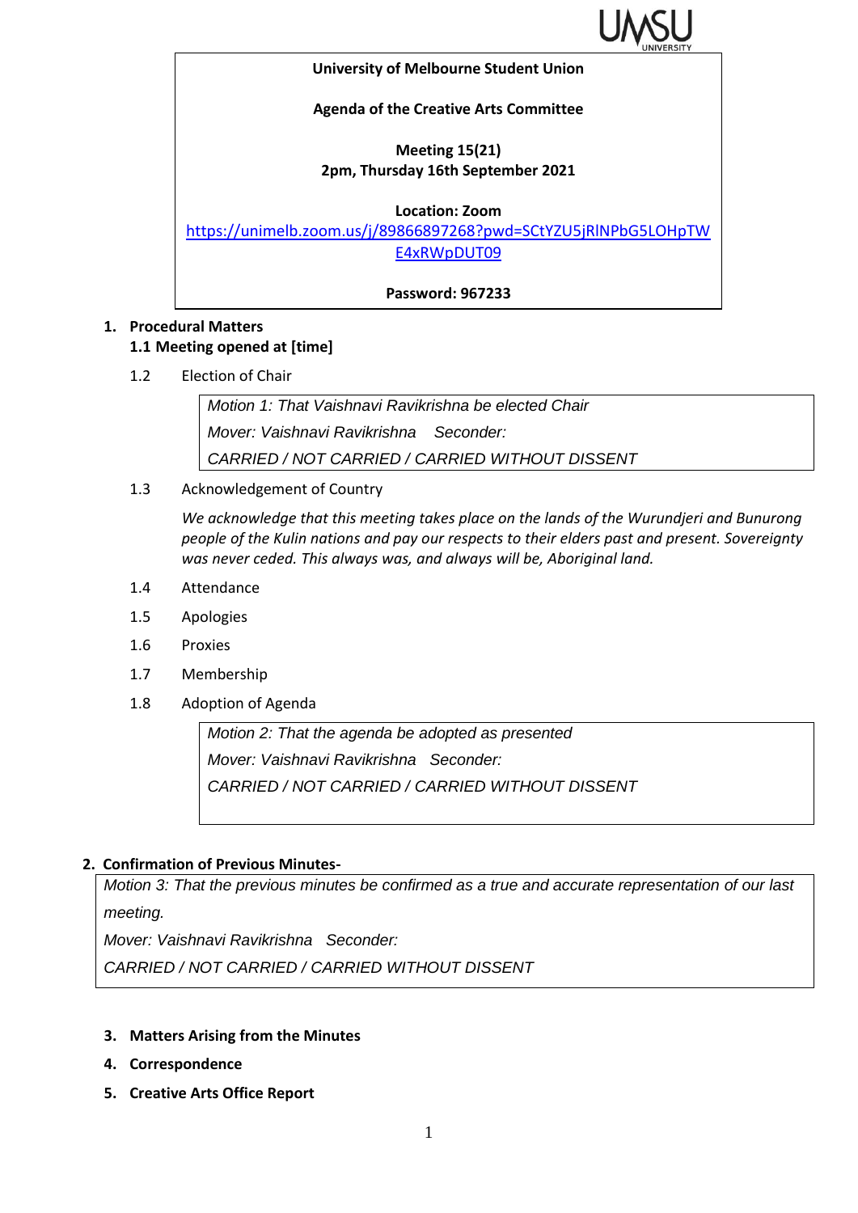**University of Melbourne Student Union**

**Agenda of the Creative Arts Committee**

**Meeting 15(21)**
**2pm, Thursday 16th September 2021**

**Location: Zoom**
https://unimelb.zoom.us/j/89866897268?pwd=SCtYZU5jRlNPbG5LOHpTWE4xRWpDUT09

**Password: 967233**

1. **Procedural Matters**

   **1.1 Meeting opened at [time]**

   1.2 Election of Chair

   > *Motion 1: That Vaishnavi Ravikrishna be elected Chair*
   > *Mover: Vaishnavi Ravikrishna Seconder:*
   > *CARRIED / NOT CARRIED / CARRIED WITHOUT DISSENT*

   1.3 Acknowledgement of Country

   *We acknowledge that this meeting takes place on the lands of the Wurundjeri and Bunurong people of the Kulin nations and pay our respects to their elders past and present. Sovereignty was never ceded. This always was, and always will be, Aboriginal land.*

   1.4 Attendance

   1.5 Apologies

   1.6 Proxies

   1.7 Membership

   1.8 Adoption of Agenda

   > *Motion 2: That the agenda be adopted as presented*
   > *Mover: Vaishnavi Ravikrishna Seconder:*
   > *CARRIED / NOT CARRIED / CARRIED WITHOUT DISSENT*

2. **Confirmation of Previous Minutes-**

   > *Motion 3: That the previous minutes be confirmed as a true and accurate representation of our last meeting.*
   > *Mover: Vaishnavi Ravikrishna Seconder:*
   > *CARRIED / NOT CARRIED / CARRIED WITHOUT DISSENT*

3. **Matters Arising from the Minutes**
4. **Correspondence**
5. **Creative Arts Office Report**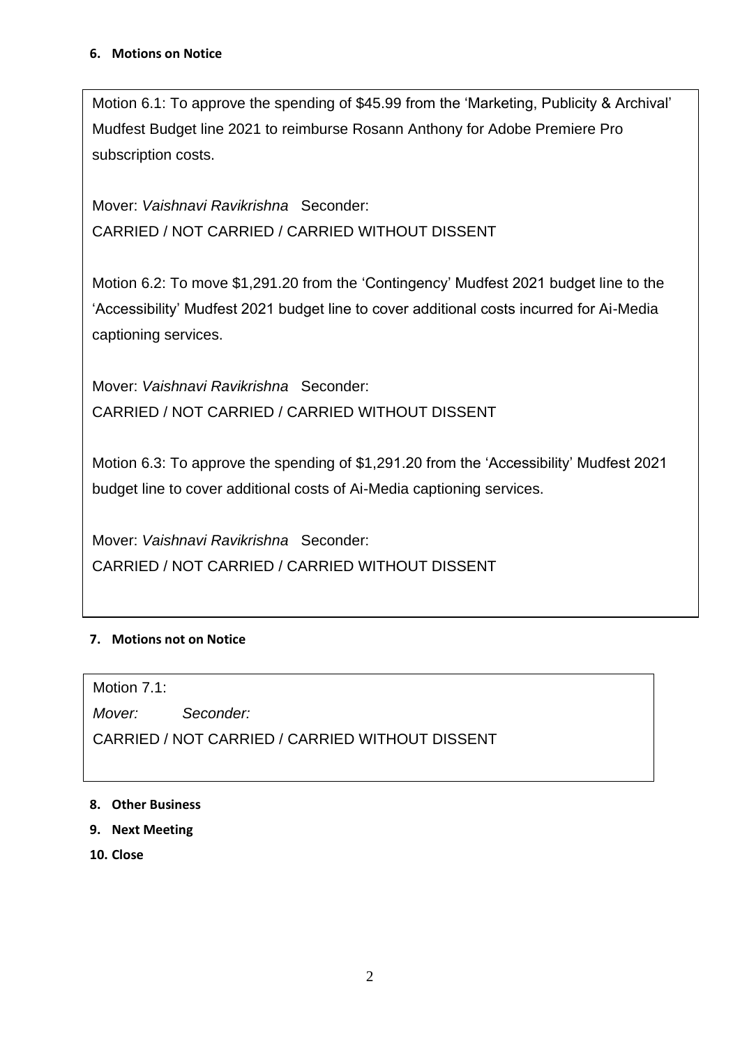**6. Motions on Notice**

Motion 6.1: To approve the spending of $45.99 from the 'Marketing, Publicity & Archival' Mudfest Budget line 2021 to reimburse Rosann Anthony for Adobe Premiere Pro subscription costs.

Mover: *Vaishnavi Ravikrishna* Seconder:
CARRIED / NOT CARRIED / CARRIED WITHOUT DISSENT

Motion 6.2: To move $1,291.20 from the 'Contingency' Mudfest 2021 budget line to the 'Accessibility' Mudfest 2021 budget line to cover additional costs incurred for Ai-Media captioning services.

Mover: *Vaishnavi Ravikrishna* Seconder:
CARRIED / NOT CARRIED / CARRIED WITHOUT DISSENT

Motion 6.3: To approve the spending of $1,291.20 from the 'Accessibility' Mudfest 2021 budget line to cover additional costs of Ai-Media captioning services.

Mover: *Vaishnavi Ravikrishna* Seconder:
CARRIED / NOT CARRIED / CARRIED WITHOUT DISSENT

**7. Motions not on Notice**

Motion 7.1:
*Mover:* *Seconder:*
CARRIED / NOT CARRIED / CARRIED WITHOUT DISSENT

**8. Other Business**

**9. Next Meeting**

**10. Close**